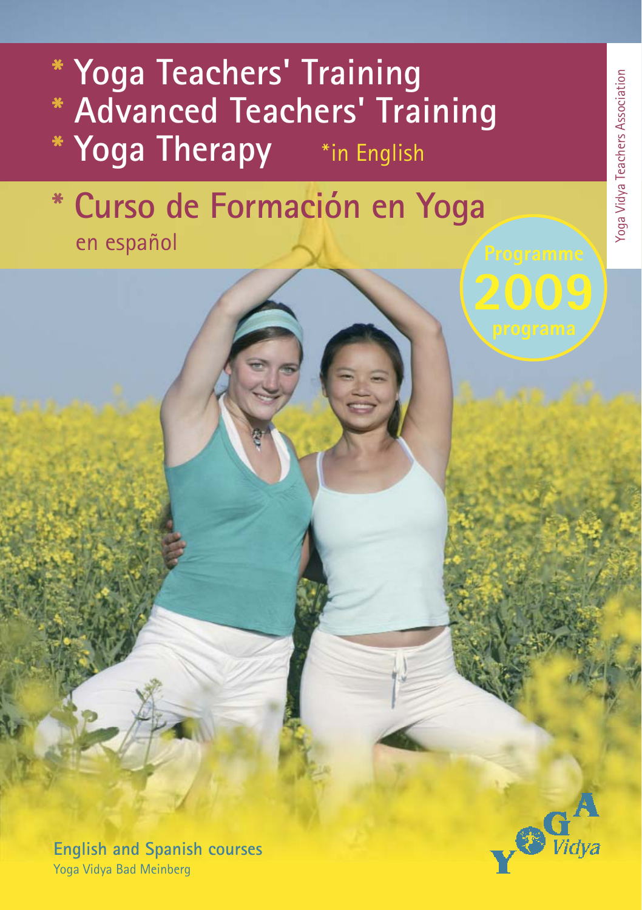* Yoga Teachers' Training
* Advanced Teachers' Training
* Yoga Therapy *in English

* Curso de Formación en Yoga
en español

Programme
2009
programa

Yoga Vidya Teachers Association

English and Spanish courses
Yoga Vidya Bad Meinberg

YOGA Vidya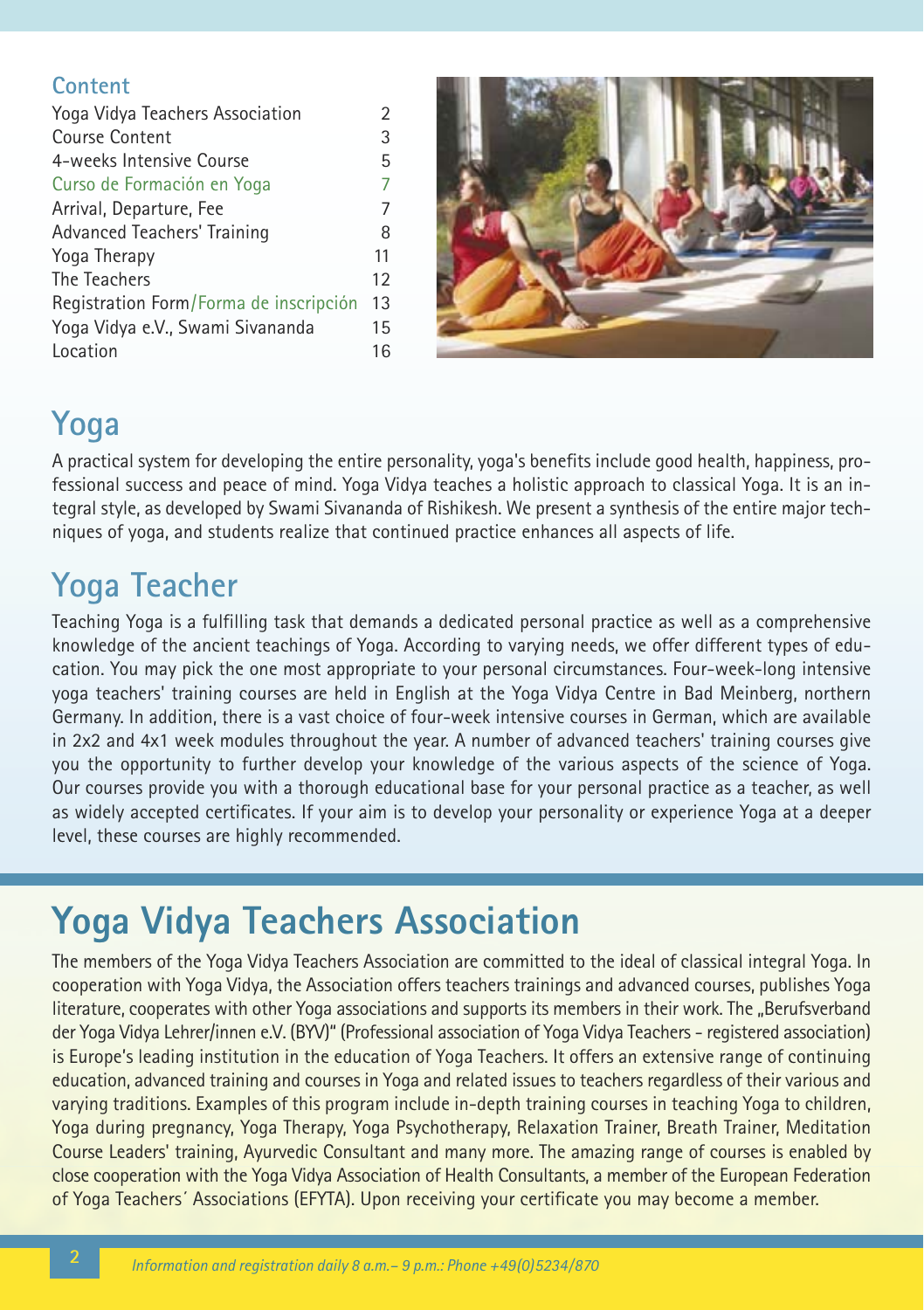## Content

| | |
|---|---|
| Yoga Vidya Teachers Association | 2 |
| Course Content | 3 |
| 4-weeks Intensive Course | 5 |
| Curso de Formación en Yoga | 7 |
| Arrival, Departure, Fee | 7 |
| Advanced Teachers' Training | 8 |
| Yoga Therapy | 11 |
| The Teachers | 12 |
| Registration Form/Forma de inscripción | 13 |
| Yoga Vidya e.V., Swami Sivananda | 15 |
| Location | 16 |

## Yoga

A practical system for developing the entire personality, yoga's benefits include good health, happiness, professional success and peace of mind. Yoga Vidya teaches a holistic approach to classical Yoga. It is an integral style, as developed by Swami Sivananda of Rishikesh. We present a synthesis of the entire major techniques of yoga, and students realize that continued practice enhances all aspects of life.

## Yoga Teacher

Teaching Yoga is a fulfilling task that demands a dedicated personal practice as well as a comprehensive knowledge of the ancient teachings of Yoga. According to varying needs, we offer different types of education. You may pick the one most appropriate to your personal circumstances. Four-week-long intensive yoga teachers' training courses are held in English at the Yoga Vidya Centre in Bad Meinberg, northern Germany. In addition, there is a vast choice of four-week intensive courses in German, which are available in 2x2 and 4x1 week modules throughout the year. A number of advanced teachers' training courses give you the opportunity to further develop your knowledge of the various aspects of the science of Yoga. Our courses provide you with a thorough educational base for your personal practice as a teacher, as well as widely accepted certificates. If your aim is to develop your personality or experience Yoga at a deeper level, these courses are highly recommended.

# Yoga Vidya Teachers Association

The members of the Yoga Vidya Teachers Association are committed to the ideal of classical integral Yoga. In cooperation with Yoga Vidya, the Association offers teachers trainings and advanced courses, publishes Yoga literature, cooperates with other Yoga associations and supports its members in their work. The „Berufsverband der Yoga Vidya Lehrer/innen e.V. (BYV)" (Professional association of Yoga Vidya Teachers - registered association) is Europe's leading institution in the education of Yoga Teachers. It offers an extensive range of continuing education, advanced training and courses in Yoga and related issues to teachers regardless of their various and varying traditions. Examples of this program include in-depth training courses in teaching Yoga to children, Yoga during pregnancy, Yoga Therapy, Yoga Psychotherapy, Relaxation Trainer, Breath Trainer, Meditation Course Leaders' training, Ayurvedic Consultant and many more. The amazing range of courses is enabled by close cooperation with the Yoga Vidya Association of Health Consultants, a member of the European Federation of Yoga Teachers´ Associations (EFYTA). Upon receiving your certificate you may become a member.

*Information and registration daily 8 a.m.– 9 p.m.: Phone +49(0)5234/870*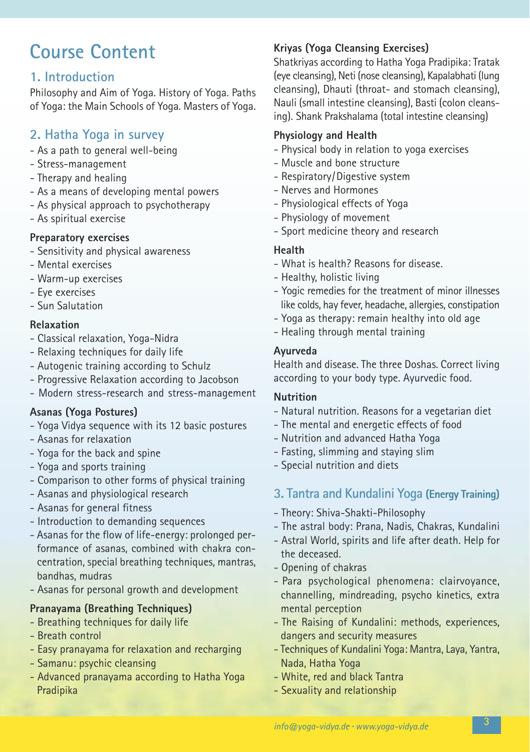# Course Content

## 1. Introduction

Philosophy and Aim of Yoga. History of Yoga. Paths of Yoga: the Main Schools of Yoga. Masters of Yoga.

## 2. Hatha Yoga in survey

- As a path to general well-being
- Stress-management
- Therapy and healing
- As a means of developing mental powers
- As physical approach to psychotherapy
- As spiritual exercise

### Preparatory exercises

- Sensitivity and physical awareness
- Mental exercises
- Warm-up exercises
- Eye exercises
- Sun Salutation

### Relaxation

- Classical relaxation, Yoga-Nidra
- Relaxing techniques for daily life
- Autogenic training according to Schulz
- Progressive Relaxation according to Jacobson
- Modern stress-research and stress-management

### Asanas (Yoga Postures)

- Yoga Vidya sequence with its 12 basic postures
- Asanas for relaxation
- Yoga for the back and spine
- Yoga and sports training
- Comparison to other forms of physical training
- Asanas and physiological research
- Asanas for general fitness
- Introduction to demanding sequences
- Asanas for the flow of life-energy: prolonged performance of asanas, combined with chakra concentration, special breathing techniques, mantras, bandhas, mudras
- Asanas for personal growth and development

### Pranayama (Breathing Techniques)

- Breathing techniques for daily life
- Breath control
- Easy pranayama for relaxation and recharging
- Samanu: psychic cleansing
- Advanced pranayama according to Hatha Yoga Pradipika

### Kriyas (Yoga Cleansing Exercises)

Shatkriyas according to Hatha Yoga Pradipika: Tratak (eye cleansing), Neti (nose cleansing), Kapalabhati (lung cleansing), Dhauti (throat- and stomach cleansing), Nauli (small intestine cleansing), Basti (colon cleansing). Shank Prakshalama (total intestine cleansing)

### Physiology and Health

- Physical body in relation to yoga exercises
- Muscle and bone structure
- Respiratory/Digestive system
- Nerves and Hormones
- Physiological effects of Yoga
- Physiology of movement
- Sport medicine theory and research

### Health

- What is health? Reasons for disease.
- Healthy, holistic living
- Yogic remedies for the treatment of minor illnesses like colds, hay fever, headache, allergies, constipation
- Yoga as therapy: remain healthy into old age
- Healing through mental training

### Ayurveda

Health and disease. The three Doshas. Correct living according to your body type. Ayurvedic food.

### Nutrition

- Natural nutrition. Reasons for a vegetarian diet
- The mental and energetic effects of food
- Nutrition and advanced Hatha Yoga
- Fasting, slimming and staying slim
- Special nutrition and diets

## 3. Tantra and Kundalini Yoga (Energy Training)

- Theory: Shiva-Shakti-Philosophy
- The astral body: Prana, Nadis, Chakras, Kundalini
- Astral World, spirits and life after death. Help for the deceased.
- Opening of chakras
- Para psychological phenomena: clairvoyance, channelling, mindreading, psycho kinetics, extra mental perception
- The Raising of Kundalini: methods, experiences, dangers and security measures
- Techniques of Kundalini Yoga: Mantra, Laya, Yantra, Nada, Hatha Yoga
- White, red and black Tantra
- Sexuality and relationship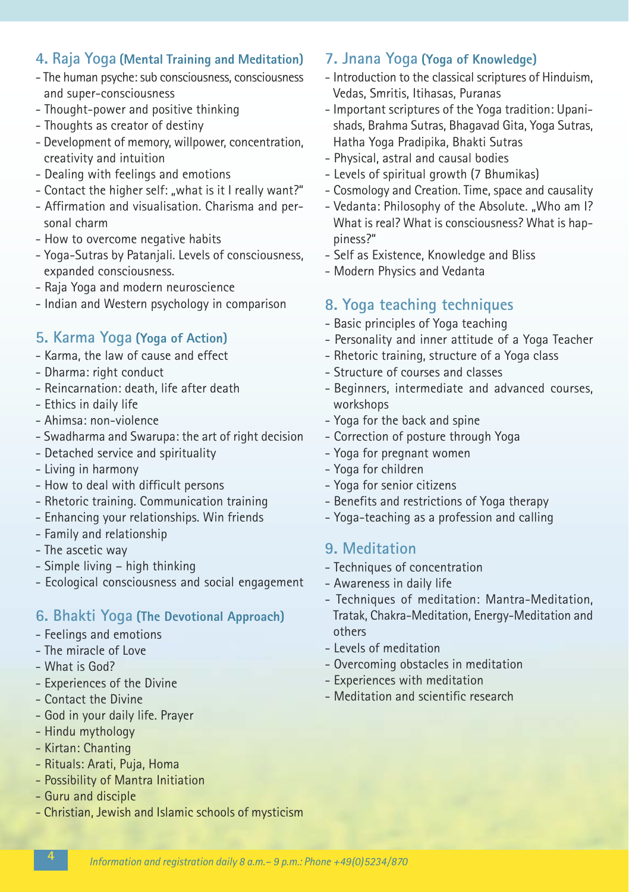## 4. Raja Yoga (Mental Training and Meditation)

- The human psyche: sub consciousness, consciousness and super-consciousness
- Thought-power and positive thinking
- Thoughts as creator of destiny
- Development of memory, willpower, concentration, creativity and intuition
- Dealing with feelings and emotions
- Contact the higher self: „what is it I really want?"
- Affirmation and visualisation. Charisma and personal charm
- How to overcome negative habits
- Yoga-Sutras by Patanjali. Levels of consciousness, expanded consciousness.
- Raja Yoga and modern neuroscience
- Indian and Western psychology in comparison

## 5. Karma Yoga (Yoga of Action)

- Karma, the law of cause and effect
- Dharma: right conduct
- Reincarnation: death, life after death
- Ethics in daily life
- Ahimsa: non-violence
- Swadharma and Swarupa: the art of right decision
- Detached service and spirituality
- Living in harmony
- How to deal with difficult persons
- Rhetoric training. Communication training
- Enhancing your relationships. Win friends
- Family and relationship
- The ascetic way
- Simple living – high thinking
- Ecological consciousness and social engagement

## 6. Bhakti Yoga (The Devotional Approach)

- Feelings and emotions
- The miracle of Love
- What is God?
- Experiences of the Divine
- Contact the Divine
- God in your daily life. Prayer
- Hindu mythology
- Kirtan: Chanting
- Rituals: Arati, Puja, Homa
- Possibility of Mantra Initiation
- Guru and disciple
- Christian, Jewish and Islamic schools of mysticism

## 7. Jnana Yoga (Yoga of Knowledge)

- Introduction to the classical scriptures of Hinduism, Vedas, Smritis, Itihasas, Puranas
- Important scriptures of the Yoga tradition: Upanishads, Brahma Sutras, Bhagavad Gita, Yoga Sutras, Hatha Yoga Pradipika, Bhakti Sutras
- Physical, astral and causal bodies
- Levels of spiritual growth (7 Bhumikas)
- Cosmology and Creation. Time, space and causality
- Vedanta: Philosophy of the Absolute. „Who am I? What is real? What is consciousness? What is happiness?"
- Self as Existence, Knowledge and Bliss
- Modern Physics and Vedanta

## 8. Yoga teaching techniques

- Basic principles of Yoga teaching
- Personality and inner attitude of a Yoga Teacher
- Rhetoric training, structure of a Yoga class
- Structure of courses and classes
- Beginners, intermediate and advanced courses, workshops
- Yoga for the back and spine
- Correction of posture through Yoga
- Yoga for pregnant women
- Yoga for children
- Yoga for senior citizens
- Benefits and restrictions of Yoga therapy
- Yoga-teaching as a profession and calling

## 9. Meditation

- Techniques of concentration
- Awareness in daily life
- Techniques of meditation: Mantra-Meditation, Tratak, Chakra-Meditation, Energy-Meditation and others
- Levels of meditation
- Overcoming obstacles in meditation
- Experiences with meditation
- Meditation and scientific research

*Information and registration daily 8 a.m.– 9 p.m.: Phone +49(0)5234/870*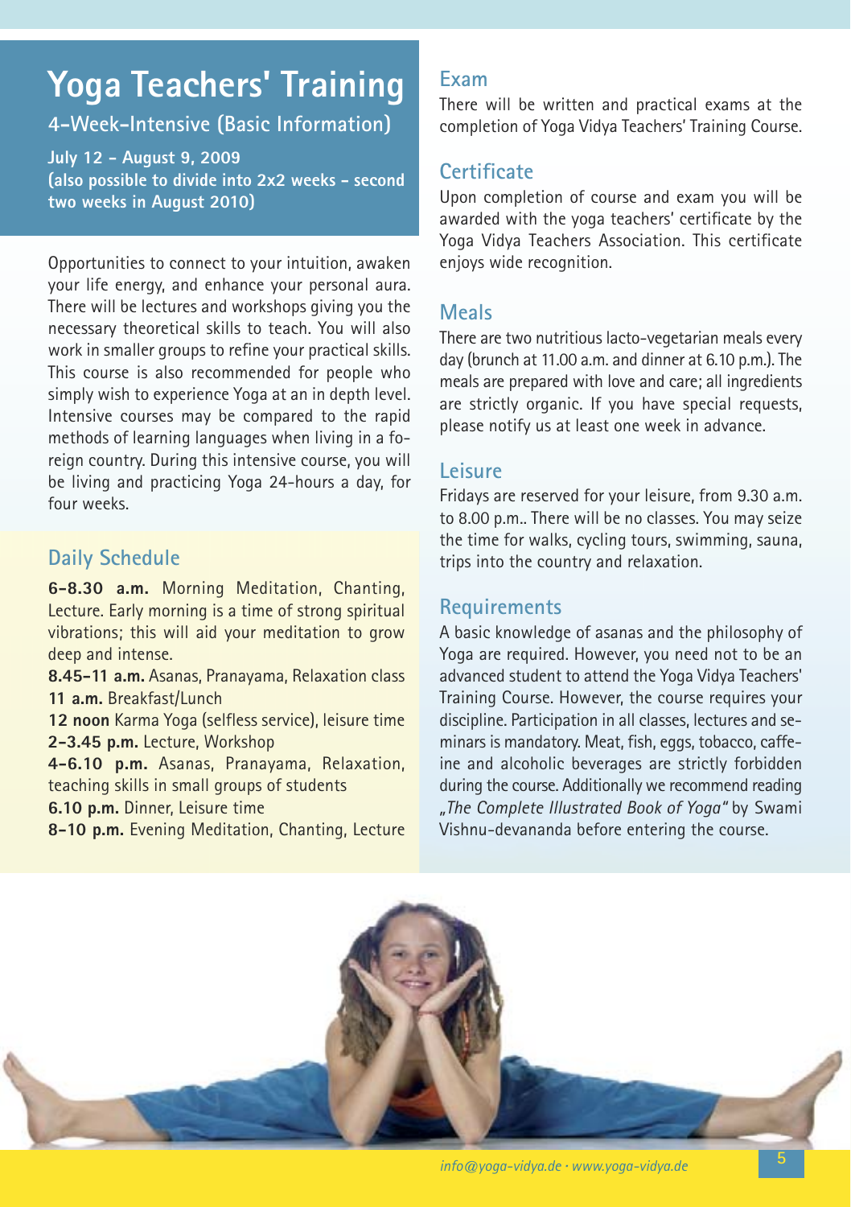# Yoga Teachers' Training

## 4-Week-Intensive (Basic Information)

**July 12 – August 9, 2009**
**(also possible to divide into 2x2 weeks – second two weeks in August 2010)**

Opportunities to connect to your intuition, awaken your life energy, and enhance your personal aura. There will be lectures and workshops giving you the necessary theoretical skills to teach. You will also work in smaller groups to refine your practical skills. This course is also recommended for people who simply wish to experience Yoga at an in depth level. Intensive courses may be compared to the rapid methods of learning languages when living in a foreign country. During this intensive course, you will be living and practicing Yoga 24-hours a day, for four weeks.

### Daily Schedule

**6–8.30 a.m.** Morning Meditation, Chanting, Lecture. Early morning is a time of strong spiritual vibrations; this will aid your meditation to grow deep and intense.
**8.45–11 a.m.** Asanas, Pranayama, Relaxation class
**11 a.m.** Breakfast/Lunch
**12 noon** Karma Yoga (selfless service), leisure time
**2–3.45 p.m.** Lecture, Workshop
**4–6.10 p.m.** Asanas, Pranayama, Relaxation, teaching skills in small groups of students
**6.10 p.m.** Dinner, Leisure time
**8–10 p.m.** Evening Meditation, Chanting, Lecture

### Exam

There will be written and practical exams at the completion of Yoga Vidya Teachers' Training Course.

### Certificate

Upon completion of course and exam you will be awarded with the yoga teachers' certificate by the Yoga Vidya Teachers Association. This certificate enjoys wide recognition.

### Meals

There are two nutritious lacto-vegetarian meals every day (brunch at 11.00 a.m. and dinner at 6.10 p.m.). The meals are prepared with love and care; all ingredients are strictly organic. If you have special requests, please notify us at least one week in advance.

### Leisure

Fridays are reserved for your leisure, from 9.30 a.m. to 8.00 p.m.. There will be no classes. You may seize the time for walks, cycling tours, swimming, sauna, trips into the country and relaxation.

### Requirements

A basic knowledge of asanas and the philosophy of Yoga are required. However, you need not to be an advanced student to attend the Yoga Vidya Teachers' Training Course. However, the course requires your discipline. Participation in all classes, lectures and seminars is mandatory. Meat, fish, eggs, tobacco, caffeine and alcoholic beverages are strictly forbidden during the course. Additionally we recommend reading *„The Complete Illustrated Book of Yoga"* by Swami Vishnu-devananda before entering the course.

*info@yoga-vidya.de · www.yoga-vidya.de*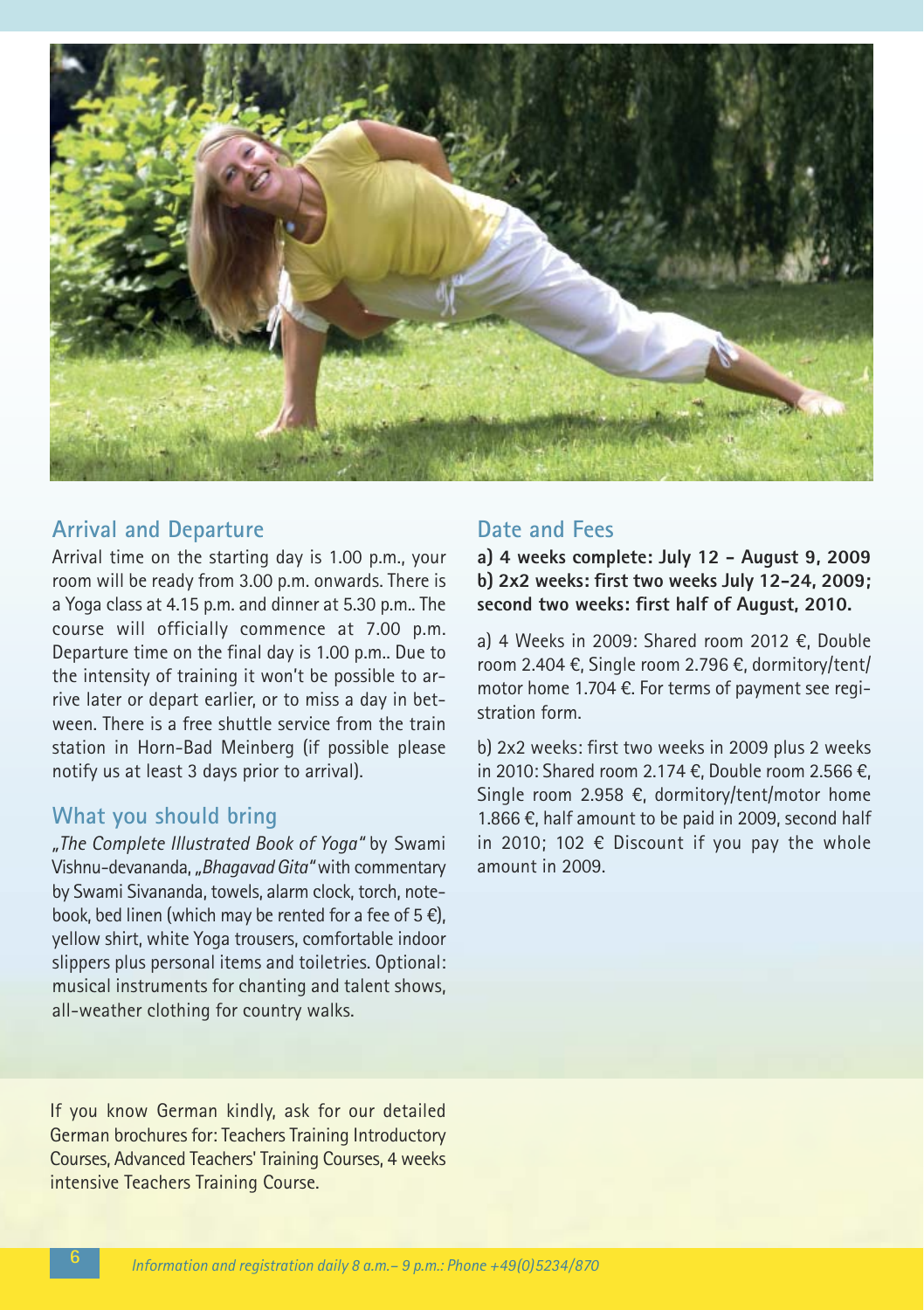## Arrival and Departure

Arrival time on the starting day is 1.00 p.m., your room will be ready from 3.00 p.m. onwards. There is a Yoga class at 4.15 p.m. and dinner at 5.30 p.m.. The course will officially commence at 7.00 p.m. Departure time on the final day is 1.00 p.m.. Due to the intensity of training it won't be possible to arrive later or depart earlier, or to miss a day in between. There is a free shuttle service from the train station in Horn-Bad Meinberg (if possible please notify us at least 3 days prior to arrival).

## What you should bring

*„The Complete Illustrated Book of Yoga"* by Swami Vishnu-devananda, *„Bhagavad Gita"* with commentary by Swami Sivananda, towels, alarm clock, torch, notebook, bed linen (which may be rented for a fee of 5 €), yellow shirt, white Yoga trousers, comfortable indoor slippers plus personal items and toiletries. Optional: musical instruments for chanting and talent shows, all-weather clothing for country walks.

## Date and Fees

**a) 4 weeks complete: July 12 - August 9, 2009**
**b) 2x2 weeks: first two weeks July 12-24, 2009; second two weeks: first half of August, 2010.**

a) 4 Weeks in 2009: Shared room 2012 €, Double room 2.404 €, Single room 2.796 €, dormitory/tent/motor home 1.704 €. For terms of payment see registration form.

b) 2x2 weeks: first two weeks in 2009 plus 2 weeks in 2010: Shared room 2.174 €, Double room 2.566 €, Single room 2.958 €, dormitory/tent/motor home 1.866 €, half amount to be paid in 2009, second half in 2010; 102 € Discount if you pay the whole amount in 2009.

If you know German kindly, ask for our detailed German brochures for: Teachers Training Introductory Courses, Advanced Teachers' Training Courses, 4 weeks intensive Teachers Training Course.

*Information and registration daily 8 a.m.– 9 p.m.: Phone +49(0)5234/870*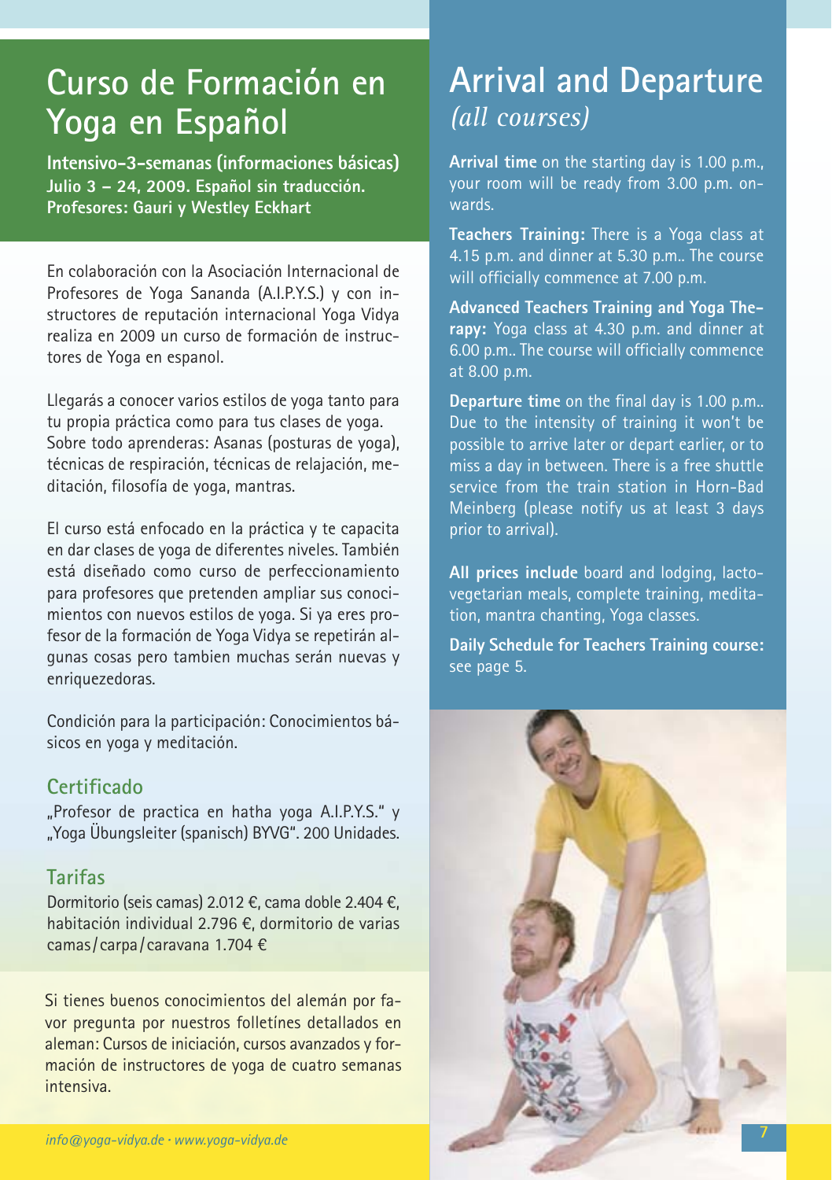# Curso de Formación en Yoga en Español

**Intensivo-3-semanas (informaciones básicas)**
**Julio 3 – 24, 2009. Español sin traducción.**
**Profesores: Gauri y Westley Eckhart**

En colaboración con la Asociación Internacional de Profesores de Yoga Sananda (A.I.P.Y.S.) y con instructores de reputación internacional Yoga Vidya realiza en 2009 un curso de formación de instructores de Yoga en espanol.

Llegarás a conocer varios estilos de yoga tanto para tu propia práctica como para tus clases de yoga. Sobre todo aprenderas: Asanas (posturas de yoga), técnicas de respiración, técnicas de relajación, meditación, filosofía de yoga, mantras.

El curso está enfocado en la práctica y te capacita en dar clases de yoga de diferentes niveles. También está diseñado como curso de perfeccionamiento para profesores que pretenden ampliar sus conocimientos con nuevos estilos de yoga. Si ya eres profesor de la formación de Yoga Vidya se repetirán algunas cosas pero tambien muchas serán nuevas y enriquezedoras.

Condición para la participación: Conocimientos básicos en yoga y meditación.

## Certificado

„Profesor de practica en hatha yoga A.I.P.Y.S." y „Yoga Übungsleiter (spanisch) BYVG". 200 Unidades.

## Tarifas

Dormitorio (seis camas) 2.012 €, cama doble 2.404 €, habitación individual 2.796 €, dormitorio de varias camas/carpa/caravana 1.704 €

Si tienes buenos conocimientos del alemán por favor pregunta por nuestros folletínes detallados en aleman: Cursos de iniciación, cursos avanzados y formación de instructores de yoga de cuatro semanas intensiva.

info@yoga-vidya.de · www.yoga-vidya.de

# Arrival and Departure *(all courses)*

**Arrival time** on the starting day is 1.00 p.m., your room will be ready from 3.00 p.m. onwards.

**Teachers Training:** There is a Yoga class at 4.15 p.m. and dinner at 5.30 p.m.. The course will officially commence at 7.00 p.m.

**Advanced Teachers Training and Yoga Therapy:** Yoga class at 4.30 p.m. and dinner at 6.00 p.m.. The course will officially commence at 8.00 p.m.

**Departure time** on the final day is 1.00 p.m.. Due to the intensity of training it won't be possible to arrive later or depart earlier, or to miss a day in between. There is a free shuttle service from the train station in Horn-Bad Meinberg (please notify us at least 3 days prior to arrival).

**All prices include** board and lodging, lacto-vegetarian meals, complete training, meditation, mantra chanting, Yoga classes.

**Daily Schedule for Teachers Training course:** see page 5.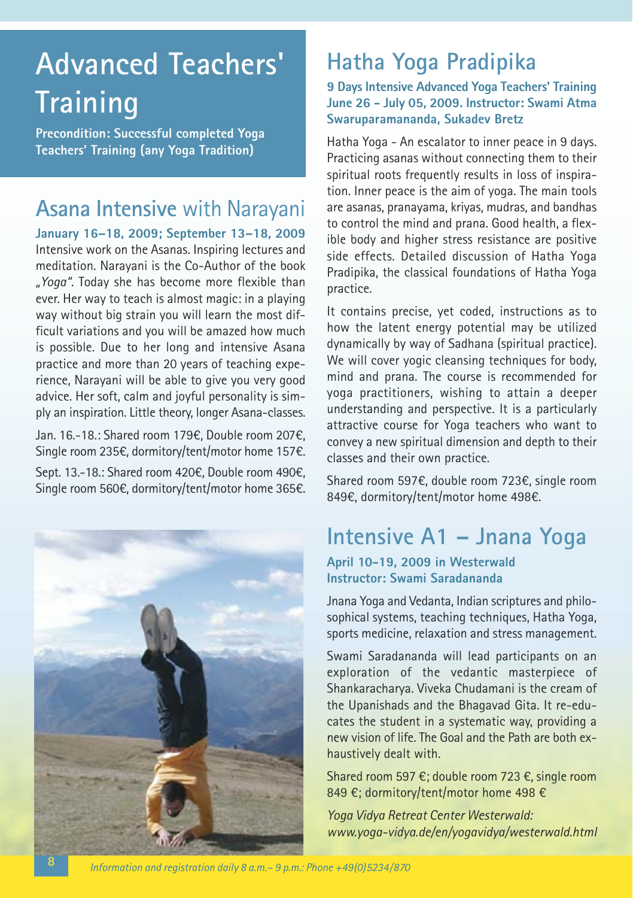# Advanced Teachers' Training

**Precondition: Successful completed Yoga Teachers' Training (any Yoga Tradition)**

## Asana Intensive with Narayani

**January 16–18, 2009; September 13–18, 2009**

Intensive work on the Asanas. Inspiring lectures and meditation. Narayani is the Co-Author of the book *„Yoga"*. Today she has become more flexible than ever. Her way to teach is almost magic: in a playing way without big strain you will learn the most difficult variations and you will be amazed how much is possible. Due to her long and intensive Asana practice and more than 20 years of teaching experience, Narayani will be able to give you very good advice. Her soft, calm and joyful personality is simply an inspiration. Little theory, longer Asana-classes.

Jan. 16.-18.: Shared room 179€, Double room 207€, Single room 235€, dormitory/tent/motor home 157€.

Sept. 13.-18.: Shared room 420€, Double room 490€, Single room 560€, dormitory/tent/motor home 365€.

## Hatha Yoga Pradipika

**9 Days Intensive Advanced Yoga Teachers' Training June 26 - July 05, 2009. Instructor: Swami Atma Swaruparamananda, Sukadev Bretz**

Hatha Yoga - An escalator to inner peace in 9 days. Practicing asanas without connecting them to their spiritual roots frequently results in loss of inspiration. Inner peace is the aim of yoga. The main tools are asanas, pranayama, kriyas, mudras, and bandhas to control the mind and prana. Good health, a flexible body and higher stress resistance are positive side effects. Detailed discussion of Hatha Yoga Pradipika, the classical foundations of Hatha Yoga practice.

It contains precise, yet coded, instructions as to how the latent energy potential may be utilized dynamically by way of Sadhana (spiritual practice). We will cover yogic cleansing techniques for body, mind and prana. The course is recommended for yoga practitioners, wishing to attain a deeper understanding and perspective. It is a particularly attractive course for Yoga teachers who want to convey a new spiritual dimension and depth to their classes and their own practice.

Shared room 597€, double room 723€, single room 849€, dormitory/tent/motor home 498€.

## Intensive A1 – Jnana Yoga

**April 10-19, 2009 in Westerwald**
**Instructor: Swami Saradananda**

Jnana Yoga and Vedanta, Indian scriptures and philosophical systems, teaching techniques, Hatha Yoga, sports medicine, relaxation and stress management.

Swami Saradananda will lead participants on an exploration of the vedantic masterpiece of Shankaracharya. Viveka Chudamani is the cream of the Upanishads and the Bhagavad Gita. It re-educates the student in a systematic way, providing a new vision of life. The Goal and the Path are both exhaustively dealt with.

Shared room 597 €; double room 723 €, single room 849 €; dormitory/tent/motor home 498 €

*Yoga Vidya Retreat Center Westerwald:*
*www.yoga-vidya.de/en/yogavidya/westerwald.html*

*Information and registration daily 8 a.m.– 9 p.m.: Phone +49(0)5234/870*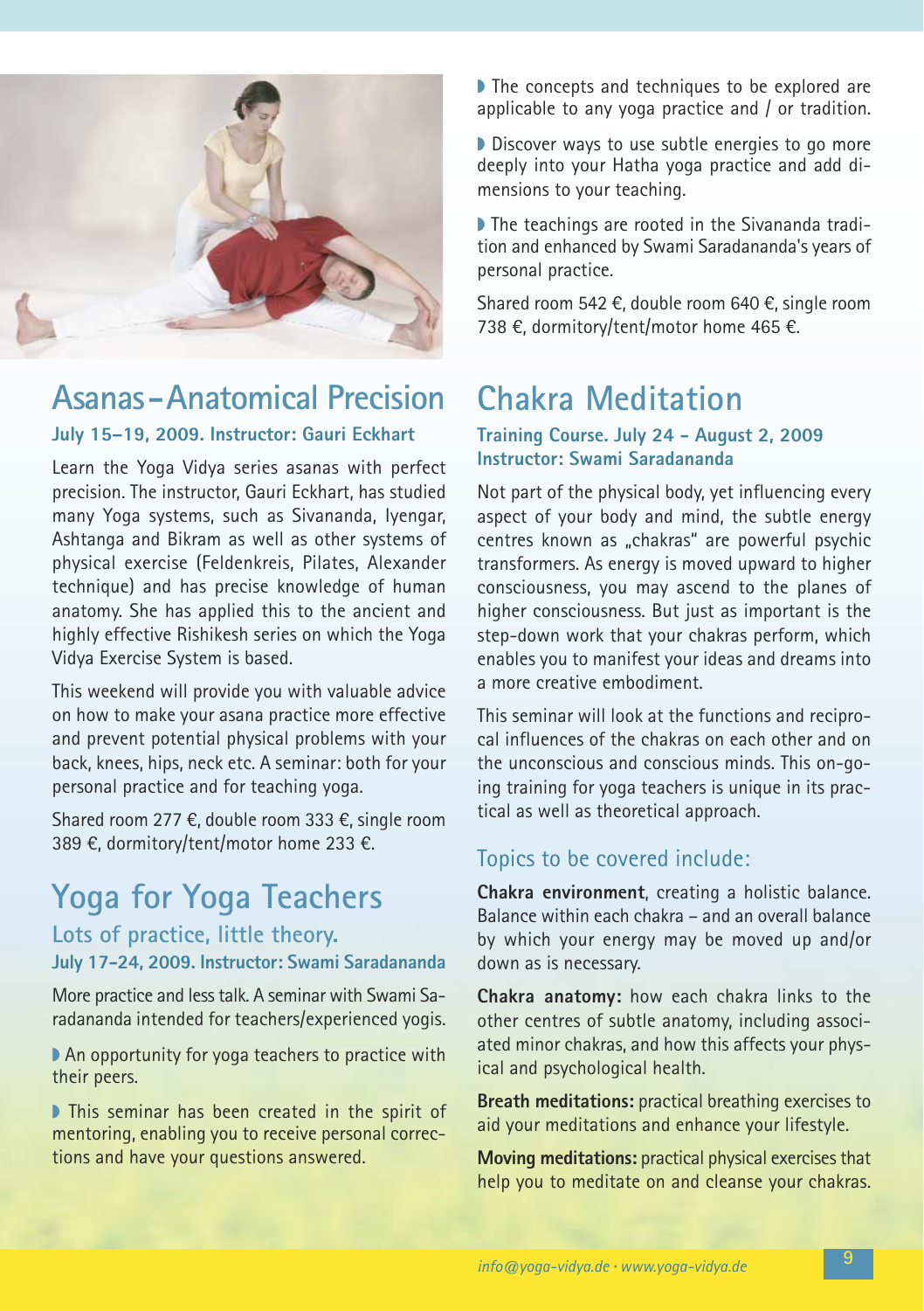## Asanas – Anatomical Precision

**July 15–19, 2009. Instructor: Gauri Eckhart**

Learn the Yoga Vidya series asanas with perfect precision. The instructor, Gauri Eckhart, has studied many Yoga systems, such as Sivananda, Iyengar, Ashtanga and Bikram as well as other systems of physical exercise (Feldenkreis, Pilates, Alexander technique) and has precise knowledge of human anatomy. She has applied this to the ancient and highly effective Rishikesh series on which the Yoga Vidya Exercise System is based.

This weekend will provide you with valuable advice on how to make your asana practice more effective and prevent potential physical problems with your back, knees, hips, neck etc. A seminar: both for your personal practice and for teaching yoga.

Shared room 277 €, double room 333 €, single room 389 €, dormitory/tent/motor home 233 €.

## Yoga for Yoga Teachers

### Lots of practice, little theory.

**July 17-24, 2009. Instructor: Swami Saradananda**

More practice and less talk. A seminar with Swami Saradananda intended for teachers/experienced yogis.

- An opportunity for yoga teachers to practice with their peers.
- This seminar has been created in the spirit of mentoring, enabling you to receive personal corrections and have your questions answered.
- The concepts and techniques to be explored are applicable to any yoga practice and / or tradition.
- Discover ways to use subtle energies to go more deeply into your Hatha yoga practice and add dimensions to your teaching.
- The teachings are rooted in the Sivananda tradition and enhanced by Swami Saradananda's years of personal practice.

Shared room 542 €, double room 640 €, single room 738 €, dormitory/tent/motor home 465 €.

## Chakra Meditation

**Training Course. July 24 - August 2, 2009**
**Instructor: Swami Saradananda**

Not part of the physical body, yet influencing every aspect of your body and mind, the subtle energy centres known as „chakras" are powerful psychic transformers. As energy is moved upward to higher consciousness, you may ascend to the planes of higher consciousness. But just as important is the step-down work that your chakras perform, which enables you to manifest your ideas and dreams into a more creative embodiment.

This seminar will look at the functions and reciprocal influences of the chakras on each other and on the unconscious and conscious minds. This on-going training for yoga teachers is unique in its practical as well as theoretical approach.

### Topics to be covered include:

**Chakra environment**, creating a holistic balance. Balance within each chakra – and an overall balance by which your energy may be moved up and/or down as is necessary.

**Chakra anatomy:** how each chakra links to the other centres of subtle anatomy, including associated minor chakras, and how this affects your physical and psychological health.

**Breath meditations:** practical breathing exercises to aid your meditations and enhance your lifestyle.

**Moving meditations:** practical physical exercises that help you to meditate on and cleanse your chakras.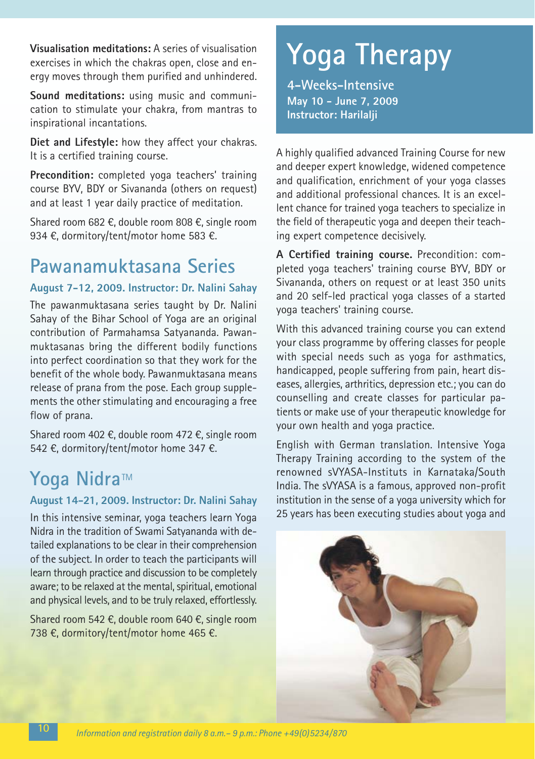**Visualisation meditations:** A series of visualisation exercises in which the chakras open, close and energy moves through them purified and unhindered.

**Sound meditations:** using music and communication to stimulate your chakra, from mantras to inspirational incantations.

**Diet and Lifestyle:** how they affect your chakras. It is a certified training course.

**Precondition:** completed yoga teachers' training course BYV, BDY or Sivananda (others on request) and at least 1 year daily practice of meditation.

Shared room 682 €, double room 808 €, single room 934 €, dormitory/tent/motor home 583 €.

## Pawanamuktasana Series

### August 7-12, 2009. Instructor: Dr. Nalini Sahay

The pawanmuktasana series taught by Dr. Nalini Sahay of the Bihar School of Yoga are an original contribution of Parmahamsa Satyananda. Pawanmuktasanas bring the different bodily functions into perfect coordination so that they work for the benefit of the whole body. Pawanmuktasana means release of prana from the pose. Each group supplements the other stimulating and encouraging a free flow of prana.

Shared room 402 €, double room 472 €, single room 542 €, dormitory/tent/motor home 347 €.

## Yoga Nidra™

### August 14-21, 2009. Instructor: Dr. Nalini Sahay

In this intensive seminar, yoga teachers learn Yoga Nidra in the tradition of Swami Satyananda with detailed explanations to be clear in their comprehension of the subject. In order to teach the participants will learn through practice and discussion to be completely aware; to be relaxed at the mental, spiritual, emotional and physical levels, and to be truly relaxed, effortlessly.

Shared room 542 €, double room 640 €, single room 738 €, dormitory/tent/motor home 465 €.

# Yoga Therapy

**4-Weeks-Intensive**
**May 10 - June 7, 2009**
**Instructor: Harilalji**

A highly qualified advanced Training Course for new and deeper expert knowledge, widened competence and qualification, enrichment of your yoga classes and additional professional chances. It is an excellent chance for trained yoga teachers to specialize in the field of therapeutic yoga and deepen their teaching expert competence decisively.

**A Certified training course.** Precondition: completed yoga teachers' training course BYV, BDY or Sivananda, others on request or at least 350 units and 20 self-led practical yoga classes of a started yoga teachers' training course.

With this advanced training course you can extend your class programme by offering classes for people with special needs such as yoga for asthmatics, handicapped, people suffering from pain, heart diseases, allergies, arthritics, depression etc.; you can do counselling and create classes for particular patients or make use of your therapeutic knowledge for your own health and yoga practice.

English with German translation. Intensive Yoga Therapy Training according to the system of the renowned sVYASA-Instituts in Karnataka/South India. The sVYASA is a famous, approved non-profit institution in the sense of a yoga university which for 25 years has been executing studies about yoga and

*Information and registration daily 8 a.m.– 9 p.m.: Phone +49(0)5234/870*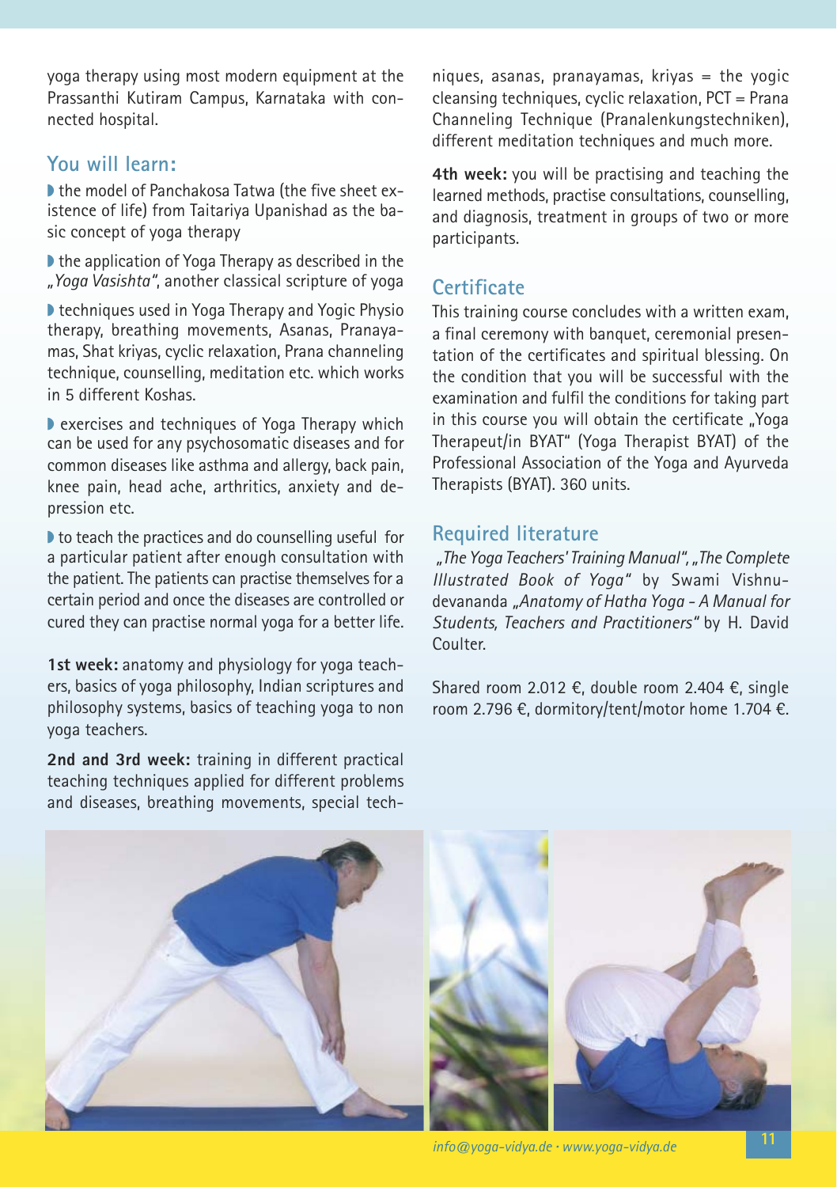yoga therapy using most modern equipment at the Prassanthi Kutiram Campus, Karnataka with connected hospital.

## You will learn:

- the model of Panchakosa Tatwa (the five sheet existence of life) from Taitariya Upanishad as the basic concept of yoga therapy
- the application of Yoga Therapy as described in the *„Yoga Vasishta"*, another classical scripture of yoga
- techniques used in Yoga Therapy and Yogic Physio therapy, breathing movements, Asanas, Pranayamas, Shat kriyas, cyclic relaxation, Prana channeling technique, counselling, meditation etc. which works in 5 different Koshas.
- exercises and techniques of Yoga Therapy which can be used for any psychosomatic diseases and for common diseases like asthma and allergy, back pain, knee pain, head ache, arthritics, anxiety and depression etc.
- to teach the practices and do counselling useful for a particular patient after enough consultation with the patient. The patients can practise themselves for a certain period and once the diseases are controlled or cured they can practise normal yoga for a better life.

**1st week:** anatomy and physiology for yoga teachers, basics of yoga philosophy, Indian scriptures and philosophy systems, basics of teaching yoga to non yoga teachers.

**2nd and 3rd week:** training in different practical teaching techniques applied for different problems and diseases, breathing movements, special techniques, asanas, pranayamas, kriyas = the yogic cleansing techniques, cyclic relaxation, PCT = Prana Channeling Technique (Pranalenkungstechniken), different meditation techniques and much more.

**4th week:** you will be practising and teaching the learned methods, practise consultations, counselling, and diagnosis, treatment in groups of two or more participants.

## Certificate

This training course concludes with a written exam, a final ceremony with banquet, ceremonial presentation of the certificates and spiritual blessing. On the condition that you will be successful with the examination and fulfil the conditions for taking part in this course you will obtain the certificate „Yoga Therapeut/in BYAT" (Yoga Therapist BYAT) of the Professional Association of the Yoga and Ayurveda Therapists (BYAT). 360 units.

## Required literature

*„The Yoga Teachers' Training Manual", „The Complete Illustrated Book of Yoga"* by Swami Vishnudevananda *„Anatomy of Hatha Yoga - A Manual for Students, Teachers and Practitioners"* by H. David Coulter.

Shared room 2.012 €, double room 2.404 €, single room 2.796 €, dormitory/tent/motor home 1.704 €.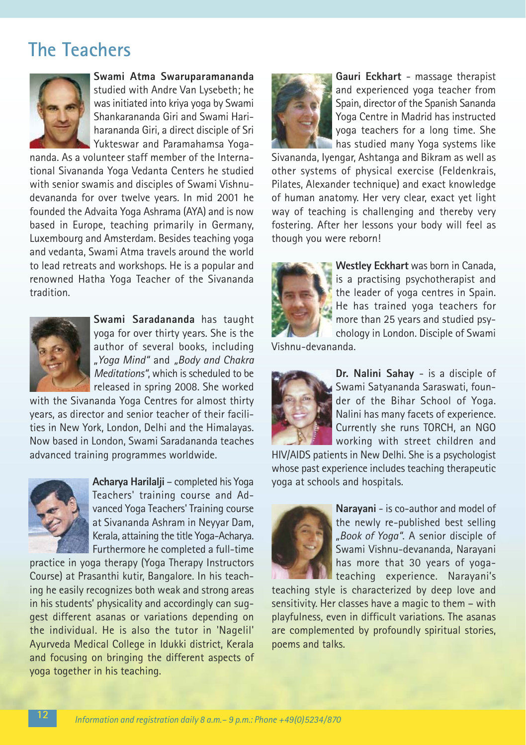# The Teachers

**Swami Atma Swaruparamananda** studied with Andre Van Lysebeth; he was initiated into kriya yoga by Swami Shankarananda Giri and Swami Hariharananda Giri, a direct disciple of Sri Yukteswar and Paramahamsa Yogananda. As a volunteer staff member of the International Sivananda Yoga Vedanta Centers he studied with senior swamis and disciples of Swami Vishnudevananda for over twelve years. In mid 2001 he founded the Advaita Yoga Ashrama (AYA) and is now based in Europe, teaching primarily in Germany, Luxembourg and Amsterdam. Besides teaching yoga and vedanta, Swami Atma travels around the world to lead retreats and workshops. He is a popular and renowned Hatha Yoga Teacher of the Sivananda tradition.

**Swami Saradananda** has taught yoga for over thirty years. She is the author of several books, including *„Yoga Mind"* and *„Body and Chakra Meditations"*, which is scheduled to be released in spring 2008. She worked with the Sivananda Yoga Centres for almost thirty years, as director and senior teacher of their facilities in New York, London, Delhi and the Himalayas. Now based in London, Swami Saradananda teaches advanced training programmes worldwide.

**Acharya Harilalji** – completed his Yoga Teachers' training course and Advanced Yoga Teachers' Training course at Sivananda Ashram in Neyyar Dam, Kerala, attaining the title Yoga-Acharya. Furthermore he completed a full-time practice in yoga therapy (Yoga Therapy Instructors Course) at Prasanthi kutir, Bangalore. In his teaching he easily recognizes both weak and strong areas in his students' physicality and accordingly can suggest different asanas or variations depending on the individual. He is also the tutor in 'Nagelil' Ayurveda Medical College in Idukki district, Kerala and focusing on bringing the different aspects of yoga together in his teaching.

**Gauri Eckhart** - massage therapist and experienced yoga teacher from Spain, director of the Spanish Sananda Yoga Centre in Madrid has instructed yoga teachers for a long time. She has studied many Yoga systems like Sivananda, Iyengar, Ashtanga and Bikram as well as other systems of physical exercise (Feldenkrais, Pilates, Alexander technique) and exact knowledge of human anatomy. Her very clear, exact yet light way of teaching is challenging and thereby very fostering. After her lessons your body will feel as though you were reborn!

**Westley Eckhart** was born in Canada, is a practising psychotherapist and the leader of yoga centres in Spain. He has trained yoga teachers for more than 25 years and studied psychology in London. Disciple of Swami Vishnu-devananda.

**Dr. Nalini Sahay** - is a disciple of Swami Satyananda Saraswati, founder of the Bihar School of Yoga. Nalini has many facets of experience. Currently she runs TORCH, an NGO working with street children and HIV/AIDS patients in New Delhi. She is a psychologist whose past experience includes teaching therapeutic yoga at schools and hospitals.

**Narayani** - is co-author and model of the newly re-published best selling *„Book of Yoga"*. A senior disciple of Swami Vishnu-devananda, Narayani has more that 30 years of yoga-teaching experience. Narayani's teaching style is characterized by deep love and sensitivity. Her classes have a magic to them – with playfulness, even in difficult variations. The asanas are complemented by profoundly spiritual stories, poems and talks.

*Information and registration daily 8 a.m.– 9 p.m.: Phone +49(0)5234/870*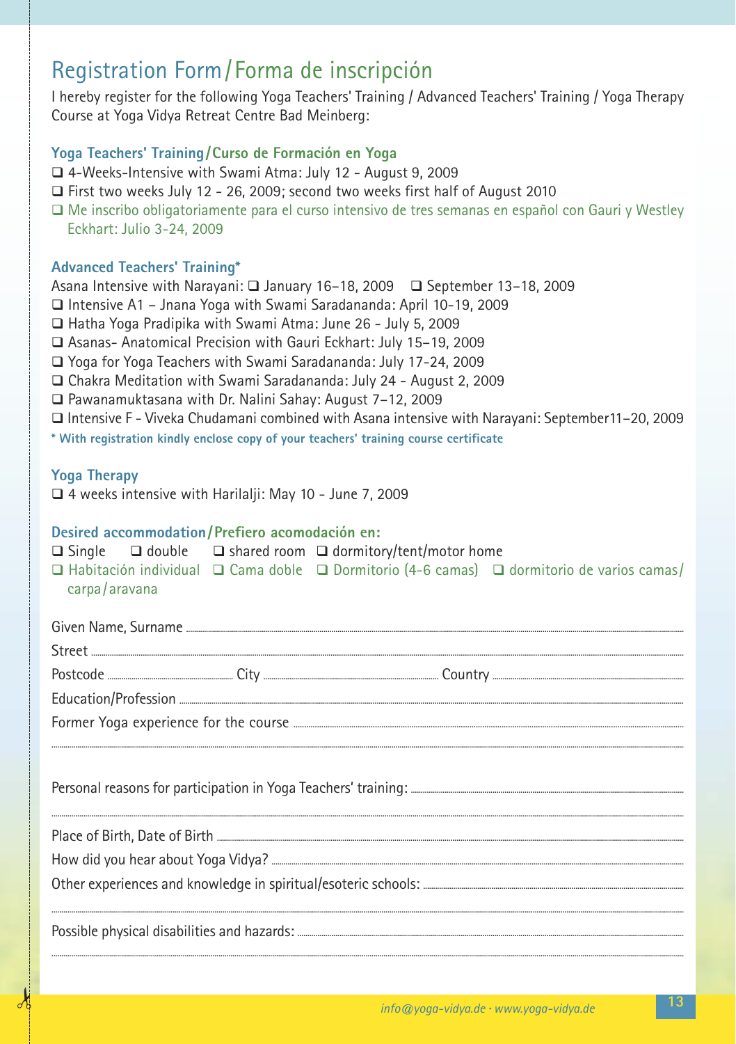# Registration Form / Forma de inscripción

I hereby register for the following Yoga Teachers' Training / Advanced Teachers' Training / Yoga Therapy Course at Yoga Vidya Retreat Centre Bad Meinberg:

### Yoga Teachers' Training / Curso de Formación en Yoga

- ❑ 4-Weeks-Intensive with Swami Atma: July 12 - August 9, 2009
- ❑ First two weeks July 12 - 26, 2009; second two weeks first half of August 2010
- ❑ Me inscribo obligatoriamente para el curso intensivo de tres semanas en español con Gauri y Westley Eckhart: Julio 3-24, 2009

### Advanced Teachers' Training*

Asana Intensive with Narayani: ❑ January 16–18, 2009 ❑ September 13–18, 2009

- ❑ Intensive A1 – Jnana Yoga with Swami Saradananda: April 10-19, 2009
- ❑ Hatha Yoga Pradipika with Swami Atma: June 26 - July 5, 2009
- ❑ Asanas- Anatomical Precision with Gauri Eckhart: July 15–19, 2009
- ❑ Yoga for Yoga Teachers with Swami Saradananda: July 17-24, 2009
- ❑ Chakra Meditation with Swami Saradananda: July 24 - August 2, 2009
- ❑ Pawanamuktasana with Dr. Nalini Sahay: August 7–12, 2009
- ❑ Intensive F - Viveka Chudamani combined with Asana intensive with Narayani: September11–20, 2009

**\* With registration kindly enclose copy of your teachers' training course certificate**

### Yoga Therapy

- ❑ 4 weeks intensive with Harilalji: May 10 - June 7, 2009

### Desired accommodation / Prefiero acomodación en:

❑ Single ❑ double ❑ shared room ❑ dormitory/tent/motor home

❑ Habitación individual ❑ Cama doble ❑ Dormitorio (4-6 camas) ❑ dormitorio de varios camas/ carpa/aravana

Given Name, Surname ..............................

Street ..............................

Postcode .................. City .................. Country ..................

Education/Profession ..............................

Former Yoga experience for the course ..............................

..............................

Personal reasons for participation in Yoga Teachers' training: ..............................

..............................

Place of Birth, Date of Birth ..............................

How did you hear about Yoga Vidya? ..............................

Other experiences and knowledge in spiritual/esoteric schools: ..............................

..............................

Possible physical disabilities and hazards: ..............................

..............................

*info@yoga-vidya.de · www.yoga-vidya.de*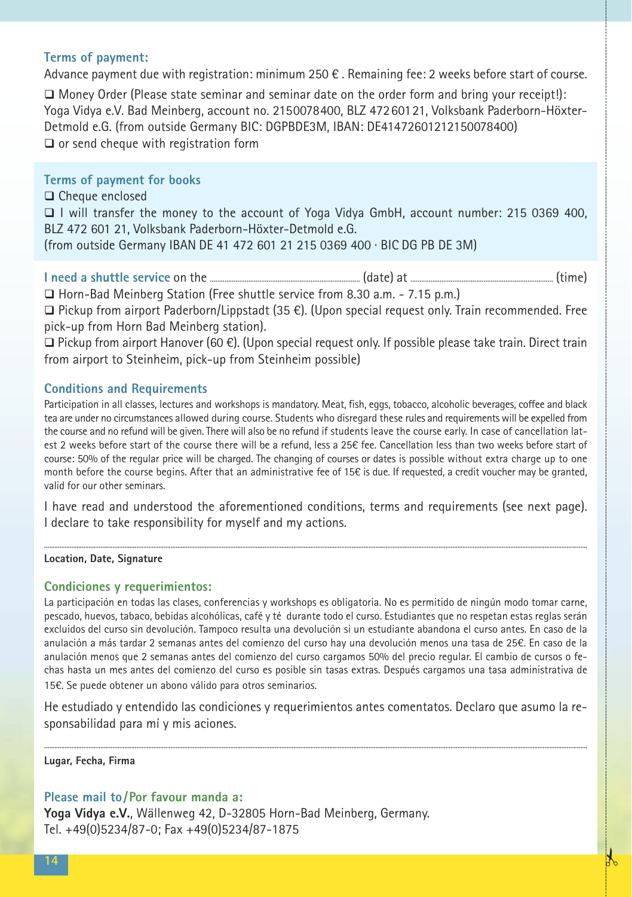## Terms of payment:

Advance payment due with registration: minimum 250 € . Remaining fee: 2 weeks before start of course.

❑ Money Order (Please state seminar and seminar date on the order form and bring your receipt!): Yoga Vidya e.V. Bad Meinberg, account no. 2150078400, BLZ 47260121, Volksbank Paderborn-Höxter-Detmold e.G. (from outside Germany BIC: DGPBDE3M, IBAN: DE41472601212150078400)

❑ or send cheque with registration form

## Terms of payment for books

❑ Cheque enclosed

❑ I will transfer the money to the account of Yoga Vidya GmbH, account number: 215 0369 400, BLZ 472 601 21, Volksbank Paderborn-Höxter-Detmold e.G.
(from outside Germany IBAN DE 41 472 601 21 215 0369 400 · BIC DG PB DE 3M)

**I need a shuttle service** on the .................................................. (date) at .................................................. (time)

❑ Horn-Bad Meinberg Station (Free shuttle service from 8.30 a.m. - 7.15 p.m.)

❑ Pickup from airport Paderborn/Lippstadt (35 €). (Upon special request only. Train recommended. Free pick-up from Horn Bad Meinberg station).

❑ Pickup from airport Hanover (60 €). (Upon special request only. If possible please take train. Direct train from airport to Steinheim, pick-up from Steinheim possible)

## Conditions and Requirements

Participation in all classes, lectures and workshops is mandatory. Meat, fish, eggs, tobacco, alcoholic beverages, coffee and black tea are under no circumstances allowed during course. Students who disregard these rules and requirements will be expelled from the course and no refund will be given. There will also be no refund if students leave the course early. In case of cancellation latest 2 weeks before start of the course there will be a refund, less a 25€ fee. Cancellation less than two weeks before start of course: 50% of the regular price will be charged. The changing of courses or dates is possible without extra charge up to one month before the course begins. After that an administrative fee of 15€ is due. If requested, a credit voucher may be granted, valid for our other seminars.

I have read and understood the aforementioned conditions, terms and requirements (see next page). I declare to take responsibility for myself and my actions.

..................................................................................................................................................

**Location, Date, Signature**

## Condiciones y requerimientos:

La participación en todas las clases, conferencias y workshops es obligatoria. No es permitido de ningún modo tomar carne, pescado, huevos, tabaco, bebidas alcohólicas, café y té durante todo el curso. Estudiantes que no respetan estas reglas serán excluidos del curso sin devolución. Tampoco resulta una devolución si un estudiante abandona el curso antes. En caso de la anulación a más tardar 2 semanas antes del comienzo del curso hay una devolución menos una tasa de 25€. En caso de la anulación menos que 2 semanas antes del comienzo del curso cargamos 50% del precio regular. El cambio de cursos o fechas hasta un mes antes del comienzo del curso es posible sin tasas extras. Después cargamos una tasa administrativa de 15€. Se puede obtener un abono válido para otros seminarios.

He estudiado y entendido las condiciones y requerimientos antes comentatos. Declaro que asumo la responsabilidad para mí y mis aciones.

..................................................................................................................................................

**Lugar, Fecha, Firma**

## Please mail to/Por favour manda a:

**Yoga Vidya e.V.**, Wällenweg 42, D-32805 Horn-Bad Meinberg, Germany.
Tel. +49(0)5234/87-0; Fax +49(0)5234/87-1875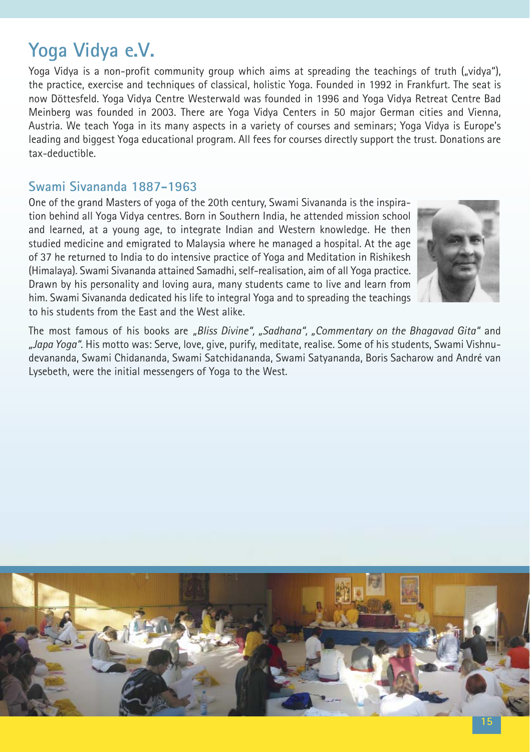# Yoga Vidya e.V.

Yoga Vidya is a non-profit community group which aims at spreading the teachings of truth („vidya"), the practice, exercise and techniques of classical, holistic Yoga. Founded in 1992 in Frankfurt. The seat is now Döttesfeld. Yoga Vidya Centre Westerwald was founded in 1996 and Yoga Vidya Retreat Centre Bad Meinberg was founded in 2003. There are Yoga Vidya Centers in 50 major German cities and Vienna, Austria. We teach Yoga in its many aspects in a variety of courses and seminars; Yoga Vidya is Europe's leading and biggest Yoga educational program. All fees for courses directly support the trust. Donations are tax-deductible.

## Swami Sivananda 1887-1963

One of the grand Masters of yoga of the 20th century, Swami Sivananda is the inspiration behind all Yoga Vidya centres. Born in Southern India, he attended mission school and learned, at a young age, to integrate Indian and Western knowledge. He then studied medicine and emigrated to Malaysia where he managed a hospital. At the age of 37 he returned to India to do intensive practice of Yoga and Meditation in Rishikesh (Himalaya). Swami Sivananda attained Samadhi, self-realisation, aim of all Yoga practice. Drawn by his personality and loving aura, many students came to live and learn from him. Swami Sivananda dedicated his life to integral Yoga and to spreading the teachings to his students from the East and the West alike.

The most famous of his books are *„Bliss Divine", „Sadhana", „Commentary on the Bhagavad Gita"* and *„Japa Yoga"*. His motto was: Serve, love, give, purify, meditate, realise. Some of his students, Swami Vishnudevananda, Swami Chidananda, Swami Satchidananda, Swami Satyananda, Boris Sacharow and André van Lysebeth, were the initial messengers of Yoga to the West.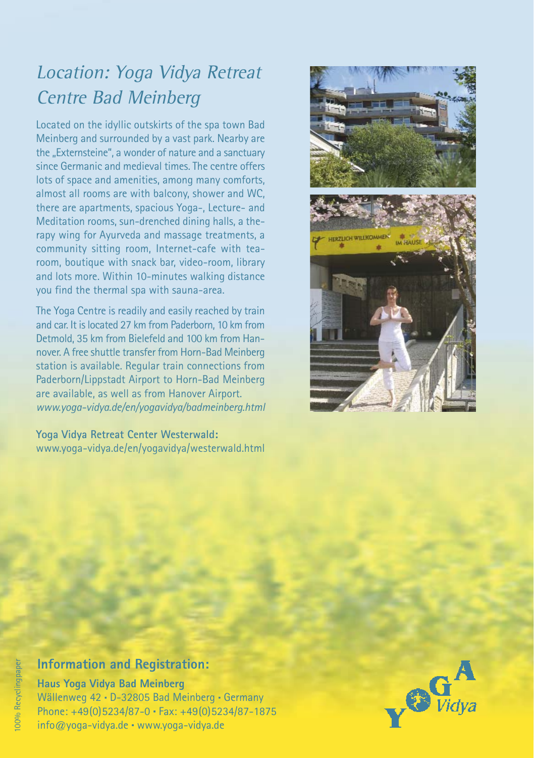# Location: Yoga Vidya Retreat Centre Bad Meinberg

Located on the idyllic outskirts of the spa town Bad Meinberg and surrounded by a vast park. Nearby are the „Externsteine", a wonder of nature and a sanctuary since Germanic and medieval times. The centre offers lots of space and amenities, among many comforts, almost all rooms are with balcony, shower and WC, there are apartments, spacious Yoga-, Lecture- and Meditation rooms, sun-drenched dining halls, a therapy wing for Ayurveda and massage treatments, a community sitting room, Internet-cafe with tea-room, boutique with snack bar, video-room, library and lots more. Within 10-minutes walking distance you find the thermal spa with sauna-area.

The Yoga Centre is readily and easily reached by train and car. It is located 27 km from Paderborn, 10 km from Detmold, 35 km from Bielefeld and 100 km from Hannover. A free shuttle transfer from Horn-Bad Meinberg station is available. Regular train connections from Paderborn/Lippstadt Airport to Horn-Bad Meinberg are available, as well as from Hanover Airport.
*www.yoga-vidya.de/en/yogavidya/badmeinberg.html*

**Yoga Vidya Retreat Center Westerwald:**
www.yoga-vidya.de/en/yogavidya/westerwald.html

## Information and Registration:

**Haus Yoga Vidya Bad Meinberg**
Wällenweg 42 • D-32805 Bad Meinberg • Germany
Phone: +49(0)5234/87-0 • Fax: +49(0)5234/87-1875
info@yoga-vidya.de • www.yoga-vidya.de

100% Recyclingpaper